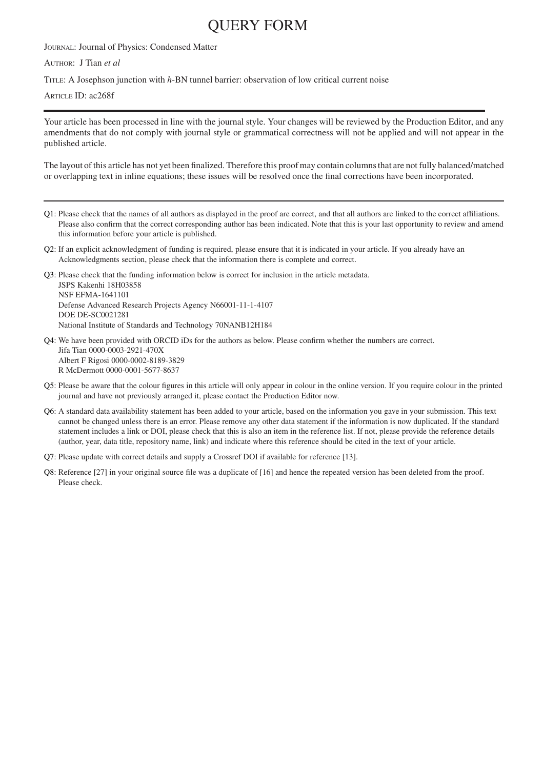# QUERY FORM

Journal: Journal of Physics: Condensed Matter

Author: J Tian *et al*

Title: A Josephson junction with *h*-BN tunnel barrier: observation of low critical current noise

Article ID: ac268f

---

Your article has been processed in line with the journal style. Your changes will be reviewed by the Production Editor, and any amendments that do not comply with journal style or grammatical correctness will not be applied and will not appear in the published article.

The layout of this article has not yet been finalized. Therefore this proof may contain columns that are not fully balanced/matched or overlapping text in inline equations; these issues will be resolved once the final corrections have been incorporated.

---

Q1: Please check that the names of all authors as displayed in the proof are correct, and that all authors are linked to the correct affiliations. Please also confirm that the correct corresponding author has been indicated. Note that this is your last opportunity to review and amend this information before your article is published.

Q2: If an explicit acknowledgment of funding is required, please ensure that it is indicated in your article. If you already have an Acknowledgments section, please check that the information there is complete and correct.

Q3: Please check that the funding information below is correct for inclusion in the article metadata.
JSPS Kakenhi 18H03858
NSF EFMA-1641101
Defense Advanced Research Projects Agency N66001-11-1-4107
DOE DE-SC0021281
National Institute of Standards and Technology 70NANB12H184

Q4: We have been provided with ORCID iDs for the authors as below. Please confirm whether the numbers are correct.
Jifa Tian 0000-0003-2921-470X
Albert F Rigosi 0000-0002-8189-3829
R McDermott 0000-0001-5677-8637

Q5: Please be aware that the colour figures in this article will only appear in colour in the online version. If you require colour in the printed journal and have not previously arranged it, please contact the Production Editor now.

Q6: A standard data availability statement has been added to your article, based on the information you gave in your submission. This text cannot be changed unless there is an error. Please remove any other data statement if the information is now duplicated. If the standard statement includes a link or DOI, please check that this is also an item in the reference list. If not, please provide the reference details (author, year, data title, repository name, link) and indicate where this reference should be cited in the text of your article.

Q7: Please update with correct details and supply a Crossref DOI if available for reference [13].

Q8: Reference [27] in your original source file was a duplicate of [16] and hence the repeated version has been deleted from the proof. Please check.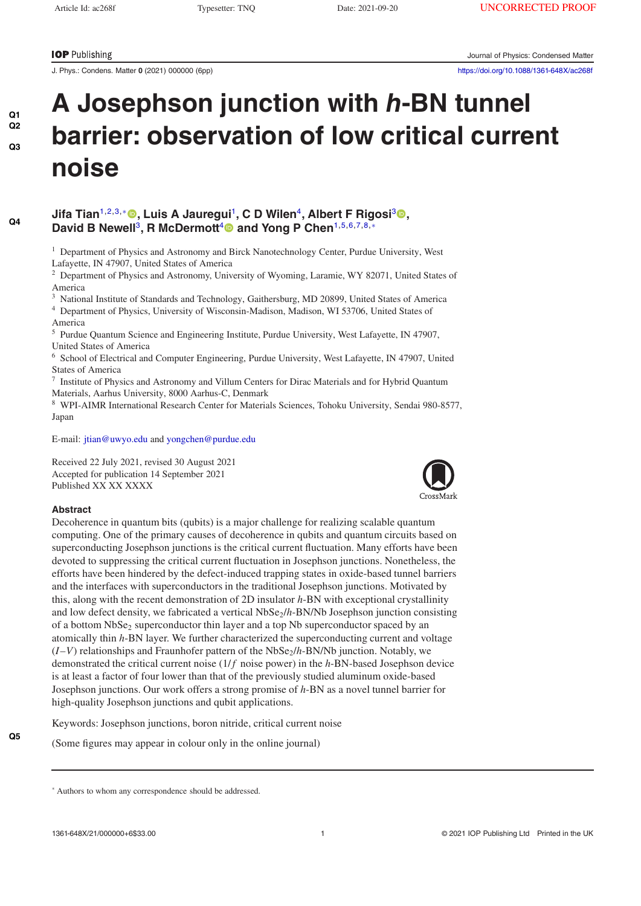# A Josephson junction with *h*-BN tunnel barrier: observation of low critical current noise

**Jifa Tian**[1,2,3,*], **Luis A Jauregui**[1], **C D Wilen**[4], **Albert F Rigosi**[3], **David B Newell**[3], **R McDermott**[4] and **Yong P Chen**[1,5,6,7,8,*]

[1] Department of Physics and Astronomy and Birck Nanotechnology Center, Purdue University, West Lafayette, IN 47907, United States of America

[2] Department of Physics and Astronomy, University of Wyoming, Laramie, WY 82071, United States of America

[3] National Institute of Standards and Technology, Gaithersburg, MD 20899, United States of America

[4] Department of Physics, University of Wisconsin-Madison, Madison, WI 53706, United States of America

[5] Purdue Quantum Science and Engineering Institute, Purdue University, West Lafayette, IN 47907, United States of America

[6] School of Electrical and Computer Engineering, Purdue University, West Lafayette, IN 47907, United States of America

[7] Institute of Physics and Astronomy and Villum Centers for Dirac Materials and for Hybrid Quantum Materials, Aarhus University, 8000 Aarhus-C, Denmark

[8] WPI-AIMR International Research Center for Materials Sciences, Tohoku University, Sendai 980-8577, Japan

E-mail: jtian@uwyo.edu and yongchen@purdue.edu

Received 22 July 2021, revised 30 August 2021
Accepted for publication 14 September 2021
Published XX XX XXXX

## Abstract

Decoherence in quantum bits (qubits) is a major challenge for realizing scalable quantum computing. One of the primary causes of decoherence in qubits and quantum circuits based on superconducting Josephson junctions is the critical current fluctuation. Many efforts have been devoted to suppressing the critical current fluctuation in Josephson junctions. Nonetheless, the efforts have been hindered by the defect-induced trapping states in oxide-based tunnel barriers and the interfaces with superconductors in the traditional Josephson junctions. Motivated by this, along with the recent demonstration of 2D insulator *h*-BN with exceptional crystallinity and low defect density, we fabricated a vertical $NbSe_2$/*h*-BN/Nb Josephson junction consisting of a bottom $NbSe_2$ superconductor thin layer and a top Nb superconductor spaced by an atomically thin *h*-BN layer. We further characterized the superconducting current and voltage ($I-V$) relationships and Fraunhofer pattern of the $NbSe_2$/*h*-BN/Nb junction. Notably, we demonstrated the critical current noise ($1/f$ noise power) in the *h*-BN-based Josephson device is at least a factor of four lower than that of the previously studied aluminum oxide-based Josephson junctions. Our work offers a strong promise of *h*-BN as a novel tunnel barrier for high-quality Josephson junctions and qubit applications.

Keywords: Josephson junctions, boron nitride, critical current noise

(Some figures may appear in colour only in the online journal)

* Authors to whom any correspondence should be addressed.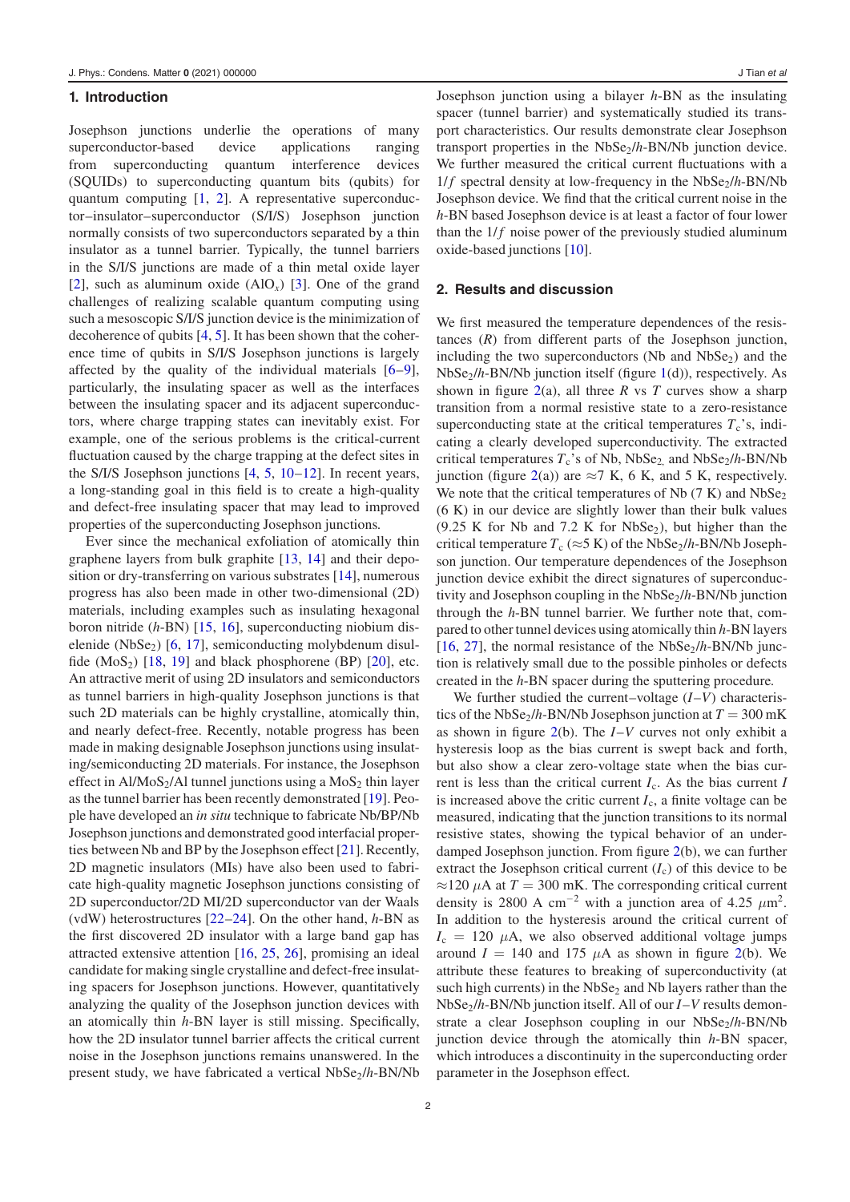## 1. Introduction

Josephson junctions underlie the operations of many superconductor-based device applications ranging from superconducting quantum interference devices (SQUIDs) to superconducting quantum bits (qubits) for quantum computing [1, 2]. A representative superconductor–insulator–superconductor (S/I/S) Josephson junction normally consists of two superconductors separated by a thin insulator as a tunnel barrier. Typically, the tunnel barriers in the S/I/S junctions are made of a thin metal oxide layer [2], such as aluminum oxide ($AlO_x$) [3]. One of the grand challenges of realizing scalable quantum computing using such a mesoscopic S/I/S junction device is the minimization of decoherence of qubits [4, 5]. It has been shown that the coherence time of qubits in S/I/S Josephson junctions is largely affected by the quality of the individual materials [6–9], particularly, the insulating spacer as well as the interfaces between the insulating spacer and its adjacent superconductors, where charge trapping states can inevitably exist. For example, one of the serious problems is the critical-current fluctuation caused by the charge trapping at the defect sites in the S/I/S Josephson junctions [4, 5, 10–12]. In recent years, a long-standing goal in this field is to create a high-quality and defect-free insulating spacer that may lead to improved properties of the superconducting Josephson junctions.

Ever since the mechanical exfoliation of atomically thin graphene layers from bulk graphite [13, 14] and their deposition or dry-transferring on various substrates [14], numerous progress has also been made in other two-dimensional (2D) materials, including examples such as insulating hexagonal boron nitride (*h*-BN) [15, 16], superconducting niobium diselenide ($NbSe_2$) [6, 17], semiconducting molybdenum disulfide ($MoS_2$) [18, 19] and black phosphorene (BP) [20], etc. An attractive merit of using 2D insulators and semiconductors as tunnel barriers in high-quality Josephson junctions is that such 2D materials can be highly crystalline, atomically thin, and nearly defect-free. Recently, notable progress has been made in making designable Josephson junctions using insulating/semiconducting 2D materials. For instance, the Josephson effect in Al/$MoS_2$/Al tunnel junctions using a $MoS_2$ thin layer as the tunnel barrier has been recently demonstrated [19]. People have developed an *in situ* technique to fabricate Nb/BP/Nb Josephson junctions and demonstrated good interfacial properties between Nb and BP by the Josephson effect [21]. Recently, 2D magnetic insulators (MIs) have also been used to fabricate high-quality magnetic Josephson junctions consisting of 2D superconductor/2D MI/2D superconductor van der Waals (vdW) heterostructures [22–24]. On the other hand, *h*-BN as the first discovered 2D insulator with a large band gap has attracted extensive attention [16, 25, 26], promising an ideal candidate for making single crystalline and defect-free insulating spacers for Josephson junctions. However, quantitatively analyzing the quality of the Josephson junction devices with an atomically thin *h*-BN layer is still missing. Specifically, how the 2D insulator tunnel barrier affects the critical current noise in the Josephson junctions remains unanswered. In the present study, we have fabricated a vertical $NbSe_2$/*h*-BN/Nb Josephson junction using a bilayer *h*-BN as the insulating spacer (tunnel barrier) and systematically studied its transport characteristics. Our results demonstrate clear Josephson transport properties in the $NbSe_2$/*h*-BN/Nb junction device. We further measured the critical current fluctuations with a $1/f$ spectral density at low-frequency in the $NbSe_2$/*h*-BN/Nb Josephson device. We find that the critical current noise in the *h*-BN based Josephson device is at least a factor of four lower than the $1/f$ noise power of the previously studied aluminum oxide-based junctions [10].

## 2. Results and discussion

We first measured the temperature dependences of the resistances ($R$) from different parts of the Josephson junction, including the two superconductors (Nb and $NbSe_2$) and the $NbSe_2$/*h*-BN/Nb junction itself (figure 1(d)), respectively. As shown in figure 2(a), all three $R$ vs $T$ curves show a sharp transition from a normal resistive state to a zero-resistance superconducting state at the critical temperatures $T_c$'s, indicating a clearly developed superconductivity. The extracted critical temperatures $T_c$'s of Nb, $NbSe_2$, and $NbSe_2$/*h*-BN/Nb junction (figure 2(a)) are ≈7 K, 6 K, and 5 K, respectively. We note that the critical temperatures of Nb (7 K) and $NbSe_2$ (6 K) in our device are slightly lower than their bulk values (9.25 K for Nb and 7.2 K for $NbSe_2$), but higher than the critical temperature $T_c$ (≈5 K) of the $NbSe_2$/*h*-BN/Nb Josephson junction. Our temperature dependences of the Josephson junction device exhibit the direct signatures of superconductivity and Josephson coupling in the $NbSe_2$/*h*-BN/Nb junction through the *h*-BN tunnel barrier. We further note that, compared to other tunnel devices using atomically thin *h*-BN layers [16, 27], the normal resistance of the $NbSe_2$/*h*-BN/Nb junction is relatively small due to the possible pinholes or defects created in the *h*-BN spacer during the sputtering procedure.

We further studied the current–voltage ($I$–$V$) characteristics of the $NbSe_2$/*h*-BN/Nb Josephson junction at $T = 300$ mK as shown in figure 2(b). The $I$–$V$ curves not only exhibit a hysteresis loop as the bias current is swept back and forth, but also show a clear zero-voltage state when the bias current is less than the critical current $I_c$. As the bias current $I$ is increased above the critic current $I_c$, a finite voltage can be measured, indicating that the junction transitions to its normal resistive states, showing the typical behavior of an underdamped Josephson junction. From figure 2(b), we can further extract the Josephson critical current ($I_c$) of this device to be ≈120 $\mu$A at $T = 300$ mK. The corresponding critical current density is 2800 A cm$^{-2}$ with a junction area of 4.25 $\mu$m$^2$. In addition to the hysteresis around the critical current of $I_c = 120$ $\mu$A, we also observed additional voltage jumps around $I = 140$ and 175 $\mu$A as shown in figure 2(b). We attribute these features to breaking of superconductivity (at such high currents) in the $NbSe_2$ and Nb layers rather than the $NbSe_2$/*h*-BN/Nb junction itself. All of our $I$–$V$ results demonstrate a clear Josephson coupling in our $NbSe_2$/*h*-BN/Nb junction device through the atomically thin *h*-BN spacer, which introduces a discontinuity in the superconducting order parameter in the Josephson effect.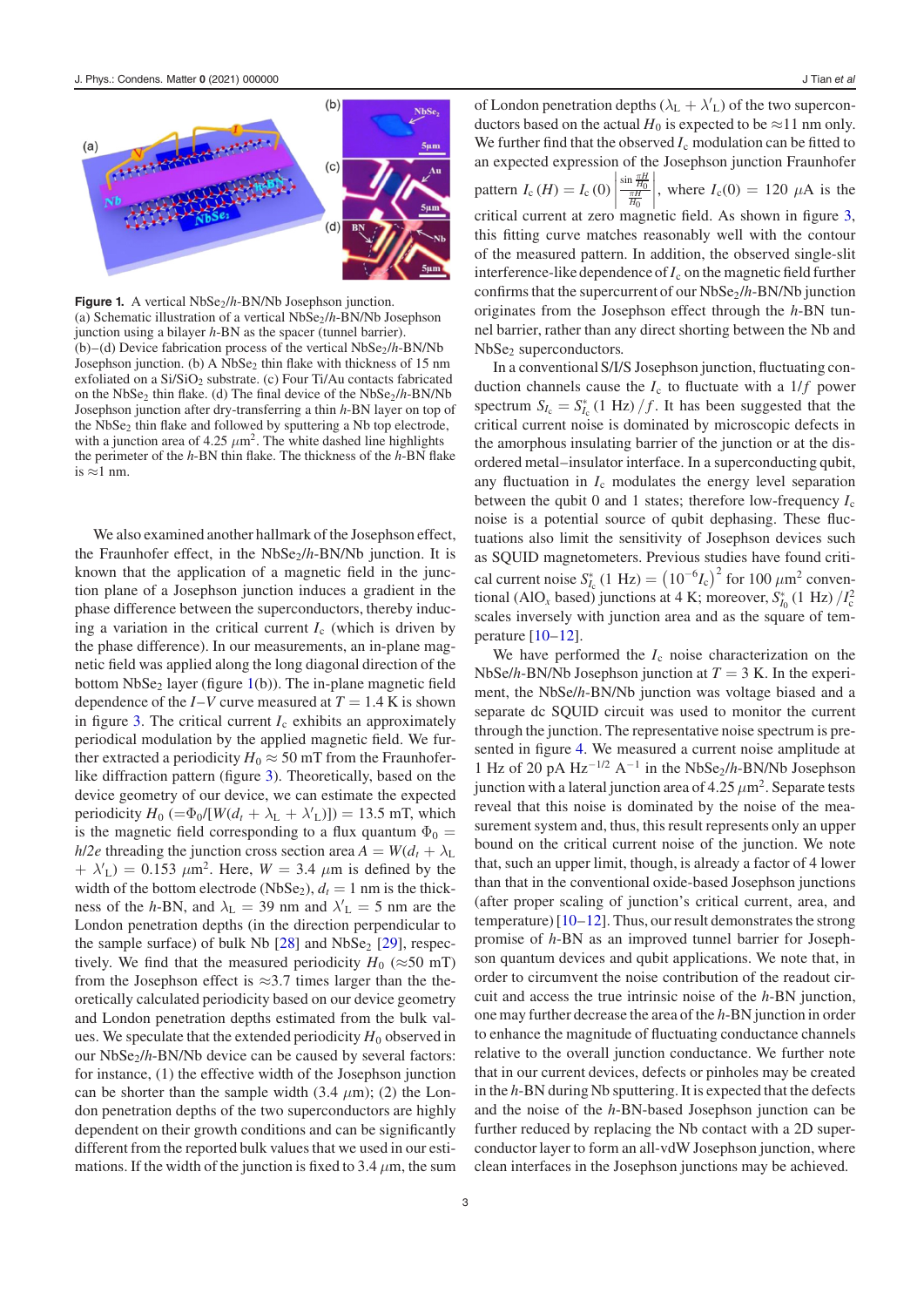**Figure 1.** A vertical $NbSe_2$/*h*-BN/Nb Josephson junction. (a) Schematic illustration of a vertical $NbSe_2$/*h*-BN/Nb Josephson junction using a bilayer *h*-BN as the spacer (tunnel barrier). (b)–(d) Device fabrication process of the vertical $NbSe_2$/*h*-BN/Nb Josephson junction. (b) A $NbSe_2$ thin flake with thickness of 15 nm exfoliated on a $Si/SiO_2$ substrate. (c) Four Ti/Au contacts fabricated on the $NbSe_2$ thin flake. (d) The final device of the $NbSe_2$/*h*-BN/Nb Josephson junction after dry-transferring a thin *h*-BN layer on top of the $NbSe_2$ thin flake and followed by sputtering a Nb top electrode, with a junction area of 4.25 $\mu m^2$. The white dashed line highlights the perimeter of the *h*-BN thin flake. The thickness of the *h*-BN flake is ≈1 nm.

We also examined another hallmark of the Josephson effect, the Fraunhofer effect, in the $NbSe_2$/*h*-BN/Nb junction. It is known that the application of a magnetic field in the junction plane of a Josephson junction induces a gradient in the phase difference between the superconductors, thereby inducing a variation in the critical current $I_c$ (which is driven by the phase difference). In our measurements, an in-plane magnetic field was applied along the long diagonal direction of the bottom $NbSe_2$ layer (figure 1(b)). The in-plane magnetic field dependence of the *I*–*V* curve measured at $T = 1.4$ K is shown in figure 3. The critical current $I_c$ exhibits an approximately periodical modulation by the applied magnetic field. We further extracted a periodicity $H_0 \approx 50$ mT from the Fraunhofer-like diffraction pattern (figure 3). Theoretically, based on the device geometry of our device, we can estimate the expected periodicity $H_0$ $(=\Phi_0/[W(d_t + \lambda_L + \lambda'_L)]) = 13.5$ mT, which is the magnetic field corresponding to a flux quantum $\Phi_0 = h/2e$ threading the junction cross section area $A = W(d_t + \lambda_L + \lambda'_L) = 0.153$ $\mu m^2$. Here, $W = 3.4$ $\mu$m is defined by the width of the bottom electrode ($NbSe_2$), $d_t = 1$ nm is the thickness of the *h*-BN, and $\lambda_L = 39$ nm and $\lambda'_L = 5$ nm are the London penetration depths (in the direction perpendicular to the sample surface) of bulk Nb [28] and $NbSe_2$ [29], respectively. We find that the measured periodicity $H_0$ (≈50 mT) from the Josephson effect is ≈3.7 times larger than the theoretically calculated periodicity based on our device geometry and London penetration depths estimated from the bulk values. We speculate that the extended periodicity $H_0$ observed in our $NbSe_2$/*h*-BN/Nb device can be caused by several factors: for instance, (1) the effective width of the Josephson junction can be shorter than the sample width (3.4 $\mu$m); (2) the London penetration depths of the two superconductors are highly dependent on their growth conditions and can be significantly different from the reported bulk values that we used in our estimations. If the width of the junction is fixed to 3.4 $\mu$m, the sum of London penetration depths ($\lambda_L + \lambda'_L$) of the two superconductors based on the actual $H_0$ is expected to be ≈11 nm only. We further find that the observed $I_c$ modulation can be fitted to an expected expression of the Josephson junction Fraunhofer pattern $I_c(H) = I_c(0)\left|\frac{\sin\frac{\pi H}{H_0}}{\frac{\pi H}{H_0}}\right|$, where $I_c(0) = 120$ $\mu$A is the critical current at zero magnetic field. As shown in figure 3, this fitting curve matches reasonably well with the contour of the measured pattern. In addition, the observed single-slit interference-like dependence of $I_c$ on the magnetic field further confirms that the supercurrent of our $NbSe_2$/*h*-BN/Nb junction originates from the Josephson effect through the *h*-BN tunnel barrier, rather than any direct shorting between the Nb and $NbSe_2$ superconductors.

In a conventional S/I/S Josephson junction, fluctuating conduction channels cause the $I_c$ to fluctuate with a $1/f$ power spectrum $S_{I_c} = S^*_{I_c}(1\text{ Hz})/f$. It has been suggested that the critical current noise is dominated by microscopic defects in the amorphous insulating barrier of the junction or at the disordered metal–insulator interface. In a superconducting qubit, any fluctuation in $I_c$ modulates the energy level separation between the qubit 0 and 1 states; therefore low-frequency $I_c$ noise is a potential source of qubit dephasing. These fluctuations also limit the sensitivity of Josephson devices such as SQUID magnetometers. Previous studies have found critical current noise $S^*_{I_c}(1\text{ Hz}) = (10^{-6}I_c)^2$ for 100 $\mu m^2$ conventional ($AlO_x$ based) junctions at 4 K; moreover, $S^*_{I_0}(1\text{ Hz})/I_c^2$ scales inversely with junction area and as the square of temperature [10–12].

We have performed the $I_c$ noise characterization on the NbSe/*h*-BN/Nb Josephson junction at $T = 3$ K. In the experiment, the NbSe/*h*-BN/Nb junction was voltage biased and a separate dc SQUID circuit was used to monitor the current through the junction. The representative noise spectrum is presented in figure 4. We measured a current noise amplitude at 1 Hz of 20 pA $Hz^{-1/2}$ $A^{-1}$ in the $NbSe_2$/*h*-BN/Nb Josephson junction with a lateral junction area of 4.25 $\mu m^2$. Separate tests reveal that this noise is dominated by the noise of the measurement system and, thus, this result represents only an upper bound on the critical current noise of the junction. We note that, such an upper limit, though, is already a factor of 4 lower than that in the conventional oxide-based Josephson junctions (after proper scaling of junction's critical current, area, and temperature) [10–12]. Thus, our result demonstrates the strong promise of *h*-BN as an improved tunnel barrier for Josephson quantum devices and qubit applications. We note that, in order to circumvent the noise contribution of the readout circuit and access the true intrinsic noise of the *h*-BN junction, one may further decrease the area of the *h*-BN junction in order to enhance the magnitude of fluctuating conductance channels relative to the overall junction conductance. We further note that in our current devices, defects or pinholes may be created in the *h*-BN during Nb sputtering. It is expected that the defects and the noise of the *h*-BN-based Josephson junction can be further reduced by replacing the Nb contact with a 2D superconductor layer to form an all-vdW Josephson junction, where clean interfaces in the Josephson junctions may be achieved.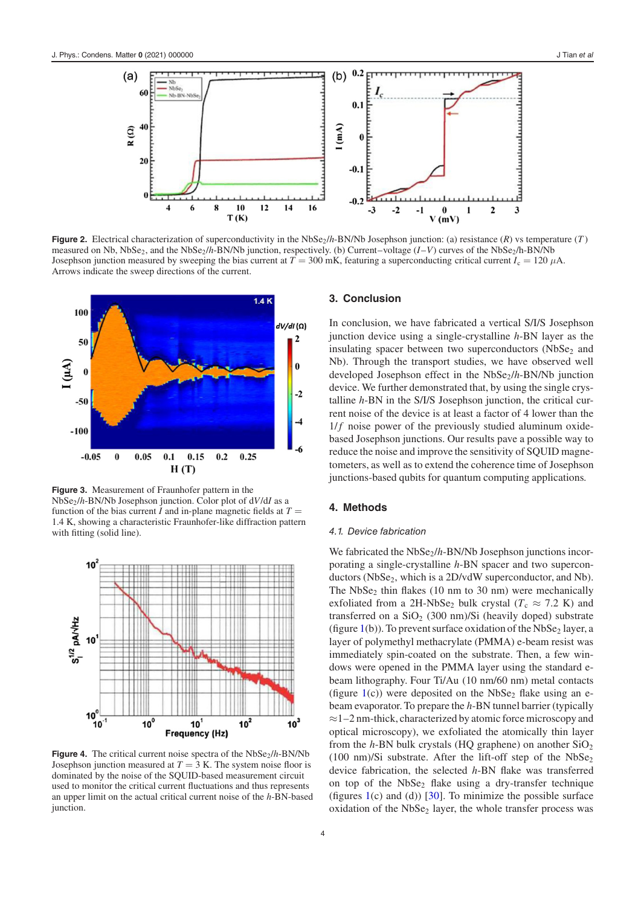**Figure 2.** Electrical characterization of superconductivity in the $NbSe_2$/*h*-BN/Nb Josephson junction: (a) resistance ($R$) vs temperature ($T$) measured on Nb, $NbSe_2$, and the $NbSe_2$/*h*-BN/Nb junction, respectively. (b) Current–voltage ($I$–$V$) curves of the $NbSe_2$/*h*-BN/Nb Josephson junction measured by sweeping the bias current at $T = 300$ mK, featuring a superconducting critical current $I_c = 120$ $\mu$A. Arrows indicate the sweep directions of the current.

**Figure 3.** Measurement of Fraunhofer pattern in the $NbSe_2$/*h*-BN/Nb Josephson junction. Color plot of $dV/dI$ as a function of the bias current $I$ and in-plane magnetic fields at $T =$ 1.4 K, showing a characteristic Fraunhofer-like diffraction pattern with fitting (solid line).

**Figure 4.** The critical current noise spectra of the $NbSe_2$/*h*-BN/Nb Josephson junction measured at $T = 3$ K. The system noise floor is dominated by the noise of the SQUID-based measurement circuit used to monitor the critical current fluctuations and thus represents an upper limit on the actual critical current noise of the *h*-BN-based junction.

## 3. Conclusion

In conclusion, we have fabricated a vertical S/I/S Josephson junction device using a single-crystalline *h*-BN layer as the insulating spacer between two superconductors ($NbSe_2$ and Nb). Through the transport studies, we have observed well developed Josephson effect in the $NbSe_2$/*h*-BN/Nb junction device. We further demonstrated that, by using the single crystalline *h*-BN in the S/I/S Josephson junction, the critical current noise of the device is at least a factor of 4 lower than the $1/f$ noise power of the previously studied aluminum oxide-based Josephson junctions. Our results pave a possible way to reduce the noise and improve the sensitivity of SQUID magnetometers, as well as to extend the coherence time of Josephson junctions-based qubits for quantum computing applications.

## 4. Methods

### 4.1. Device fabrication

We fabricated the $NbSe_2$/*h*-BN/Nb Josephson junctions incorporating a single-crystalline *h*-BN spacer and two superconductors ($NbSe_2$, which is a 2D/vdW superconductor, and Nb). The $NbSe_2$ thin flakes (10 nm to 30 nm) were mechanically exfoliated from a 2H-$NbSe_2$ bulk crystal ($T_c \approx 7.2$ K) and transferred on a $SiO_2$ (300 nm)/Si (heavily doped) substrate (figure 1(b)). To prevent surface oxidation of the $NbSe_2$ layer, a layer of polymethyl methacrylate (PMMA) e-beam resist was immediately spin-coated on the substrate. Then, a few windows were opened in the PMMA layer using the standard e-beam lithography. Four Ti/Au (10 nm/60 nm) metal contacts (figure 1(c)) were deposited on the $NbSe_2$ flake using an e-beam evaporator. To prepare the *h*-BN tunnel barrier (typically $\approx$1–2 nm-thick, characterized by atomic force microscopy and optical microscopy), we exfoliated the atomically thin layer from the *h*-BN bulk crystals (HQ graphene) on another $SiO_2$ (100 nm)/Si substrate. After the lift-off step of the $NbSe_2$ device fabrication, the selected *h*-BN flake was transferred on top of the $NbSe_2$ flake using a dry-transfer technique (figures 1(c) and (d)) [30]. To minimize the possible surface oxidation of the $NbSe_2$ layer, the whole transfer process was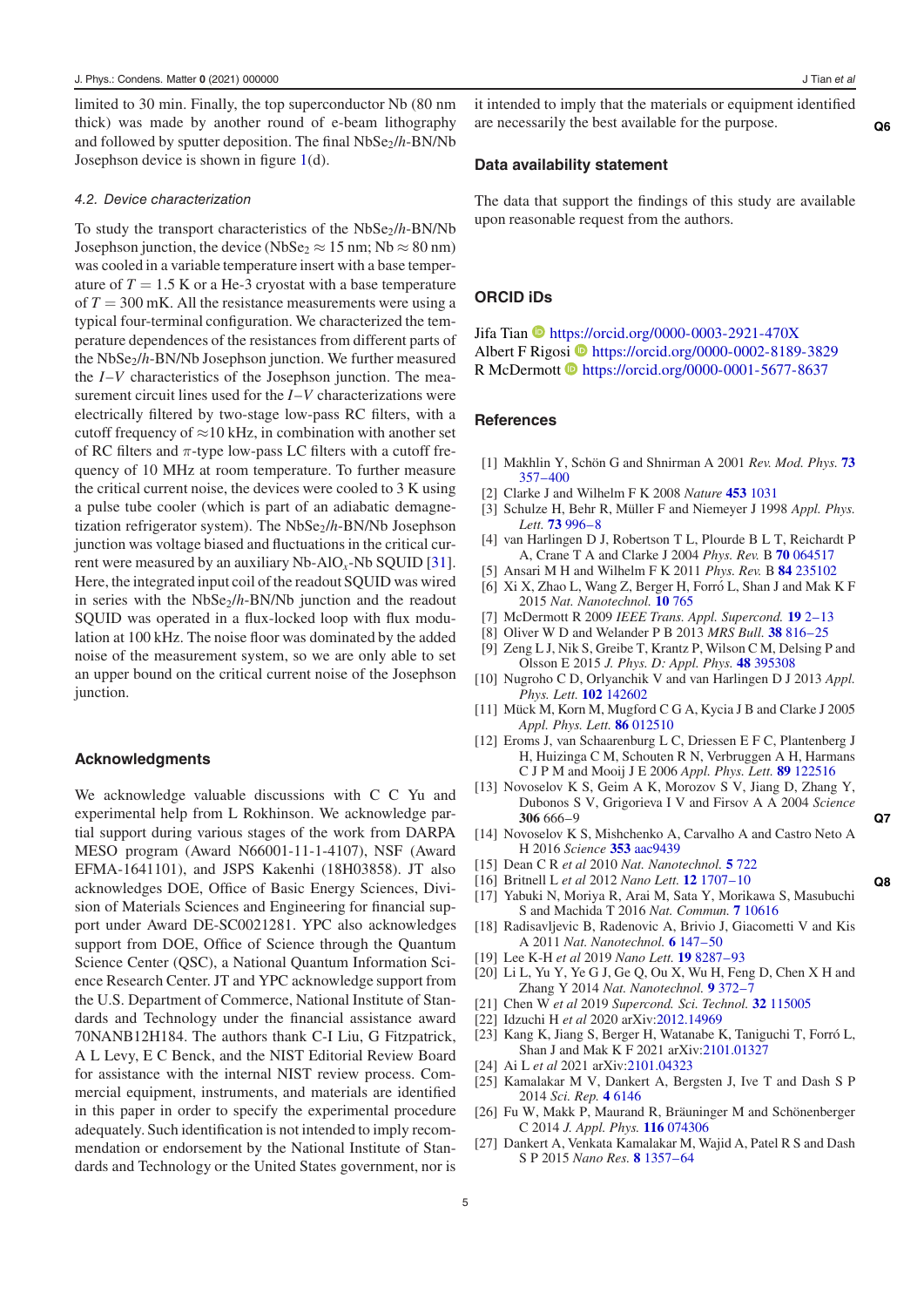limited to 30 min. Finally, the top superconductor Nb (80 nm thick) was made by another round of e-beam lithography and followed by sputter deposition. The final $NbSe_2$/*h*-BN/Nb Josephson device is shown in figure 1(d).

### 4.2. Device characterization

To study the transport characteristics of the $NbSe_2$/*h*-BN/Nb Josephson junction, the device ($NbSe_2 \approx 15$ nm; Nb $\approx 80$ nm) was cooled in a variable temperature insert with a base temperature of $T = 1.5$ K or a He-3 cryostat with a base temperature of $T = 300$ mK. All the resistance measurements were using a typical four-terminal configuration. We characterized the temperature dependences of the resistances from different parts of the $NbSe_2$/*h*-BN/Nb Josephson junction. We further measured the $I$–$V$ characteristics of the Josephson junction. The measurement circuit lines used for the $I$–$V$ characterizations were electrically filtered by two-stage low-pass RC filters, with a cutoff frequency of $\approx$10 kHz, in combination with another set of RC filters and $\pi$-type low-pass LC filters with a cutoff frequency of 10 MHz at room temperature. To further measure the critical current noise, the devices were cooled to 3 K using a pulse tube cooler (which is part of an adiabatic demagnetization refrigerator system). The $NbSe_2$/*h*-BN/Nb Josephson junction was voltage biased and fluctuations in the critical current were measured by an auxiliary Nb-$AlO_x$-Nb SQUID [31]. Here, the integrated input coil of the readout SQUID was wired in series with the $NbSe_2$/*h*-BN/Nb junction and the readout SQUID was operated in a flux-locked loop with flux modulation at 100 kHz. The noise floor was dominated by the added noise of the measurement system, so we are only able to set an upper bound on the critical current noise of the Josephson junction.

## Acknowledgments

We acknowledge valuable discussions with C C Yu and experimental help from L Rokhinson. We acknowledge partial support during various stages of the work from DARPA MESO program (Award N66001-11-1-4107), NSF (Award EFMA-1641101), and JSPS Kakenhi (18H03858). JT also acknowledges DOE, Office of Basic Energy Sciences, Division of Materials Sciences and Engineering for financial support under Award DE-SC0021281. YPC also acknowledges support from DOE, Office of Science through the Quantum Science Center (QSC), a National Quantum Information Science Research Center. JT and YPC acknowledge support from the U.S. Department of Commerce, National Institute of Standards and Technology under the financial assistance award 70NANB12H184. The authors thank C-I Liu, G Fitzpatrick, A L Levy, E C Benck, and the NIST Editorial Review Board for assistance with the internal NIST review process. Commercial equipment, instruments, and materials are identified in this paper in order to specify the experimental procedure adequately. Such identification is not intended to imply recommendation or endorsement by the National Institute of Standards and Technology or the United States government, nor is it intended to imply that the materials or equipment identified are necessarily the best available for the purpose. **Q6**

## Data availability statement

The data that support the findings of this study are available upon reasonable request from the authors.

## ORCID iDs

Jifa Tian https://orcid.org/0000-0003-2921-470X
Albert F Rigosi https://orcid.org/0000-0002-8189-3829
R McDermott https://orcid.org/0000-0001-5677-8637

## References

[1] Makhlin Y, Schön G and Shnirman A 2001 *Rev. Mod. Phys.* **73** 357–400
[2] Clarke J and Wilhelm F K 2008 *Nature* **453** 1031
[3] Schulze H, Behr R, Müller F and Niemeyer J 1998 *Appl. Phys. Lett.* **73** 996–8
[4] van Harlingen D J, Robertson T L, Plourde B L T, Reichardt P A, Crane T A and Clarke J 2004 *Phys. Rev.* B **70** 064517
[5] Ansari M H and Wilhelm F K 2011 *Phys. Rev.* B **84** 235102
[6] Xi X, Zhao L, Wang Z, Berger H, Forró L, Shan J and Mak K F 2015 *Nat. Nanotechnol.* **10** 765
[7] McDermott R 2009 *IEEE Trans. Appl. Supercond.* **19** 2–13
[8] Oliver W D and Welander P B 2013 *MRS Bull.* **38** 816–25
[9] Zeng L J, Nik S, Greibe T, Krantz P, Wilson C M, Delsing P and Olsson E 2015 *J. Phys. D: Appl. Phys.* **48** 395308
[10] Nugroho C D, Orlyanchik V and van Harlingen D J 2013 *Appl. Phys. Lett.* **102** 142602
[11] Mück M, Korn M, Mugford C G A, Kycia J B and Clarke J 2005 *Appl. Phys. Lett.* **86** 012510
[12] Eroms J, van Schaarenburg L C, Driessen E F C, Plantenberg J H, Huizinga C M, Schouten R N, Verbruggen A H, Harmans C J P M and Mooij J E 2006 *Appl. Phys. Lett.* **89** 122516
[13] Novoselov K S, Geim A K, Morozov S V, Jiang D, Zhang Y, Dubonos S V, Grigorieva I V and Firsov A A 2004 *Science* **306** 666–9 **Q7**
[14] Novoselov K S, Mishchenko A, Carvalho A and Castro Neto A H 2016 *Science* **353** aac9439
[15] Dean C R *et al* 2010 *Nat. Nanotechnol.* **5** 722
[16] Britnell L *et al* 2012 *Nano Lett.* **12** 1707–10 **Q8**
[17] Yabuki N, Moriya R, Arai M, Sata Y, Morikawa S, Masubuchi S and Machida T 2016 *Nat. Commun.* **7** 10616
[18] Radisavljevic B, Radenovic A, Brivio J, Giacometti V and Kis A 2011 *Nat. Nanotechnol.* **6** 147–50
[19] Lee K-H *et al* 2019 *Nano Lett.* **19** 8287–93
[20] Li L, Yu Y, Ye G J, Ge Q, Ou X, Wu H, Feng D, Chen X H and Zhang Y 2014 *Nat. Nanotechnol.* **9** 372–7
[21] Chen W *et al* 2019 *Supercond. Sci. Technol.* **32** 115005
[22] Idzuchi H *et al* 2020 arXiv:2012.14969
[23] Kang K, Jiang S, Berger H, Watanabe K, Taniguchi T, Forró L, Shan J and Mak K F 2021 arXiv:2101.01327
[24] Ai L *et al* 2021 arXiv:2101.04323
[25] Kamalakar M V, Dankert A, Bergsten J, Ive T and Dash S P 2014 *Sci. Rep.* **4** 6146
[26] Fu W, Makk P, Maurand R, Bräuninger M and Schönenberger C 2014 *J. Appl. Phys.* **116** 074306
[27] Dankert A, Venkata Kamalakar M, Wajid A, Patel R S and Dash S P 2015 *Nano Res.* **8** 1357–64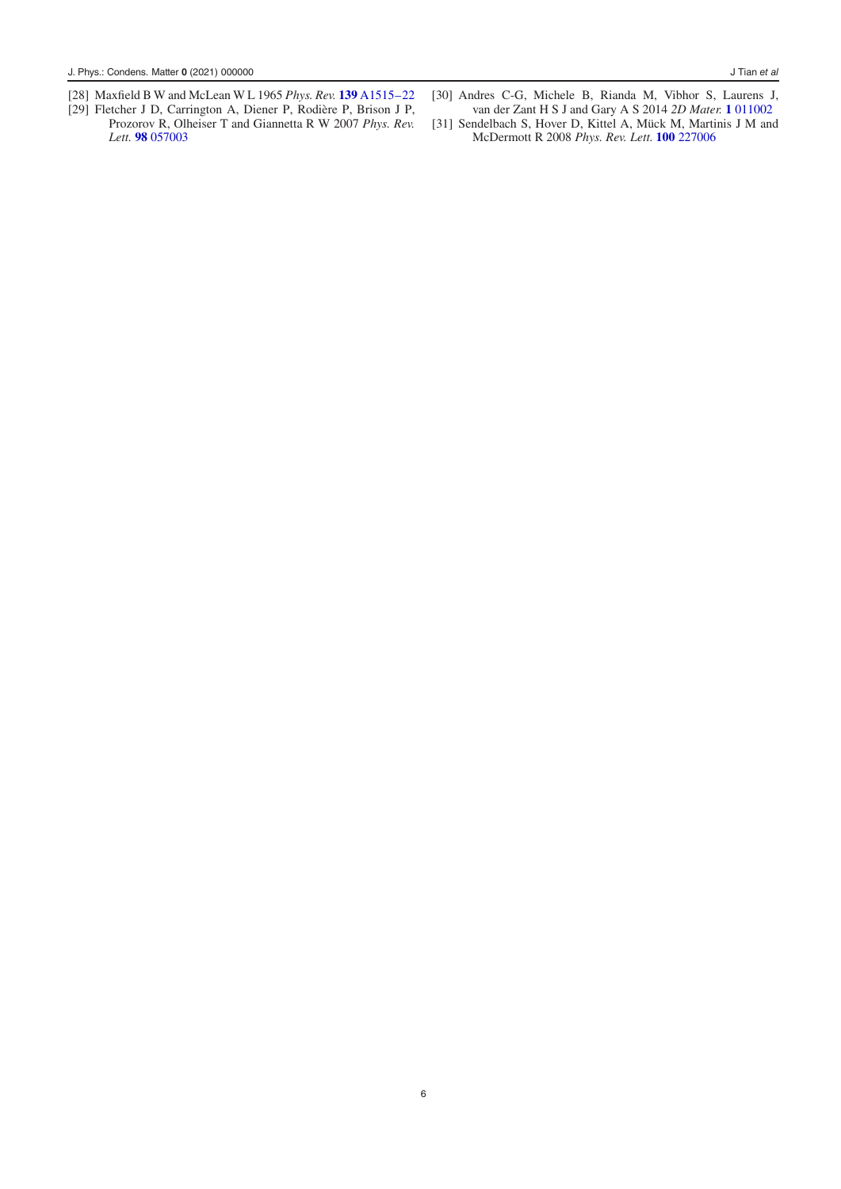[28] Maxfield B W and McLean W L 1965 *Phys. Rev.* **139** A1515–22

[29] Fletcher J D, Carrington A, Diener P, Rodière P, Brison J P, Prozorov R, Olheiser T and Giannetta R W 2007 *Phys. Rev. Lett.* **98** 057003

[30] Andres C-G, Michele B, Rianda M, Vibhor S, Laurens J, van der Zant H S J and Gary A S 2014 *2D Mater.* **1** 011002

[31] Sendelbach S, Hover D, Kittel A, Mück M, Martinis J M and McDermott R 2008 *Phys. Rev. Lett.* **100** 227006